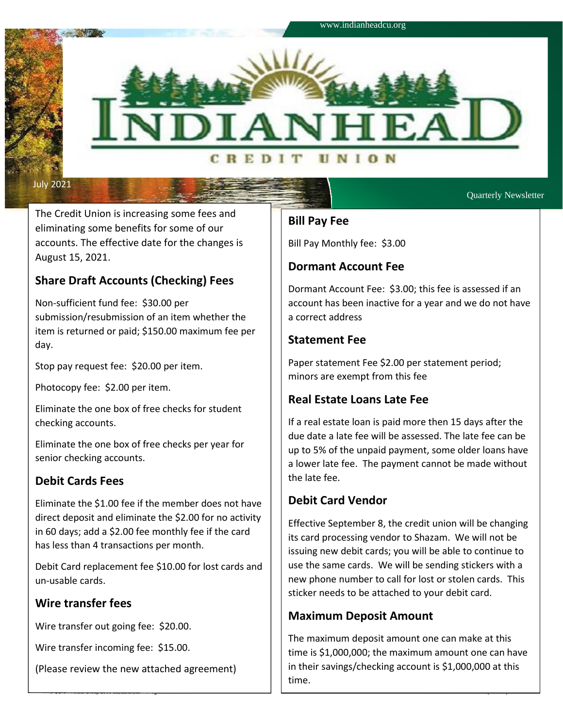www.indianheadcu.org

# INDIANHEAD CREDIT UNION

July 2021

Quarterly Newsletter

The Credit Union is increasing some fees and eliminating some benefits for some of our accounts. The effective date for the changes is August 15, 2021.

## Share Draft Accounts (Checking) Fees

Non-sufficient fund fee: $30.00 per submission/resubmission of an item whether the item is returned or paid; $150.00 maximum fee per day.

Stop pay request fee: $20.00 per item.

Photocopy fee: $2.00 per item.

Eliminate the one box of free checks for student checking accounts.

Eliminate the one box of free checks per year for senior checking accounts.

## Debit Cards Fees

Eliminate the $1.00 fee if the member does not have direct deposit and eliminate the $2.00 for no activity in 60 days; add a $2.00 fee monthly fee if the card has less than 4 transactions per month.

Debit Card replacement fee $10.00 for lost cards and un-usable cards.

## Wire transfer fees

Wire transfer out going fee: $20.00.

Wire transfer incoming fee: $15.00.

(Please review the new attached agreement)

## Bill Pay Fee

Bill Pay Monthly fee: $3.00

## Dormant Account Fee

Dormant Account Fee: $3.00; this fee is assessed if an account has been inactive for a year and we do not have a correct address

## Statement Fee

Paper statement Fee $2.00 per statement period; minors are exempt from this fee

## Real Estate Loans Late Fee

If a real estate loan is paid more then 15 days after the due date a late fee will be assessed. The late fee can be up to 5% of the unpaid payment, some older loans have a lower late fee. The payment cannot be made without the late fee.

## Debit Card Vendor

Effective September 8, the credit union will be changing its card processing vendor to Shazam. We will not be issuing new debit cards; you will be able to continue to use the same cards. We will be sending stickers with a new phone number to call for lost or stolen cards. This sticker needs to be attached to your debit card.

## Maximum Deposit Amount

The maximum deposit amount one can make at this time is $1,000,000; the maximum amount one can have in their savings/checking account is $1,000,000 at this time.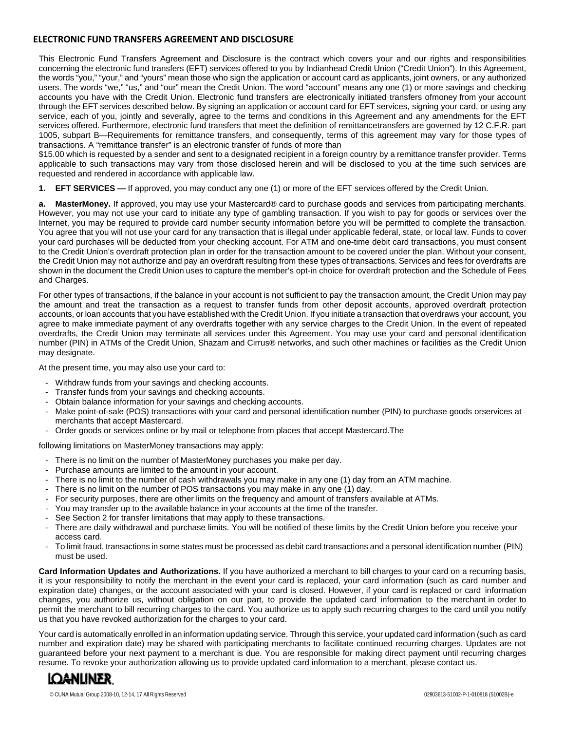## ELECTRONIC FUND TRANSFERS AGREEMENT AND DISCLOSURE

This Electronic Fund Transfers Agreement and Disclosure is the contract which covers your and our rights and responsibilities concerning the electronic fund transfers (EFT) services offered to you by Indianhead Credit Union ("Credit Union"). In this Agreement, the words "you," "your," and "yours" mean those who sign the application or account card as applicants, joint owners, or any authorized users. The words "we," "us," and "our" mean the Credit Union. The word "account" means any one (1) or more savings and checking accounts you have with the Credit Union. Electronic fund transfers are electronically initiated transfers ofmoney from your account through the EFT services described below. By signing an application or account card for EFT services, signing your card, or using any service, each of you, jointly and severally, agree to the terms and conditions in this Agreement and any amendments for the EFT services offered. Furthermore, electronic fund transfers that meet the definition of remittancetransfers are governed by 12 C.F.R. part 1005, subpart B—Requirements for remittance transfers, and consequently, terms of this agreement may vary for those types of transactions. A "remittance transfer" is an electronic transfer of funds of more than
$15.00 which is requested by a sender and sent to a designated recipient in a foreign country by a remittance transfer provider. Terms applicable to such transactions may vary from those disclosed herein and will be disclosed to you at the time such services are requested and rendered in accordance with applicable law.

**1. EFT SERVICES —** If approved, you may conduct any one (1) or more of the EFT services offered by the Credit Union.

**a. MasterMoney.** If approved, you may use your Mastercard® card to purchase goods and services from participating merchants. However, you may not use your card to initiate any type of gambling transaction. If you wish to pay for goods or services over the Internet, you may be required to provide card number security information before you will be permitted to complete the transaction. You agree that you will not use your card for any transaction that is illegal under applicable federal, state, or local law. Funds to cover your card purchases will be deducted from your checking account. For ATM and one-time debit card transactions, you must consent to the Credit Union's overdraft protection plan in order for the transaction amount to be covered under the plan. Without your consent, the Credit Union may not authorize and pay an overdraft resulting from these types of transactions. Services and fees for overdrafts are shown in the document the Credit Union uses to capture the member's opt-in choice for overdraft protection and the Schedule of Fees and Charges.

For other types of transactions, if the balance in your account is not sufficient to pay the transaction amount, the Credit Union may pay the amount and treat the transaction as a request to transfer funds from other deposit accounts, approved overdraft protection accounts, or loan accounts that you have established with the Credit Union. If you initiate a transaction that overdraws your account, you agree to make immediate payment of any overdrafts together with any service charges to the Credit Union. In the event of repeated overdrafts, the Credit Union may terminate all services under this Agreement. You may use your card and personal identification number (PIN) in ATMs of the Credit Union, Shazam and Cirrus® networks, and such other machines or facilities as the Credit Union may designate.

At the present time, you may also use your card to:

- Withdraw funds from your savings and checking accounts.
- Transfer funds from your savings and checking accounts.
- Obtain balance information for your savings and checking accounts.
- Make point-of-sale (POS) transactions with your card and personal identification number (PIN) to purchase goods orservices at merchants that accept Mastercard.
- Order goods or services online or by mail or telephone from places that accept Mastercard.The

following limitations on MasterMoney transactions may apply:

- There is no limit on the number of MasterMoney purchases you make per day.
- Purchase amounts are limited to the amount in your account.
- There is no limit to the number of cash withdrawals you may make in any one (1) day from an ATM machine.
- There is no limit on the number of POS transactions you may make in any one (1) day.
- For security purposes, there are other limits on the frequency and amount of transfers available at ATMs.
- You may transfer up to the available balance in your accounts at the time of the transfer.
- See Section 2 for transfer limitations that may apply to these transactions.
- There are daily withdrawal and purchase limits. You will be notified of these limits by the Credit Union before you receive your access card.
- To limit fraud, transactions in some states must be processed as debit card transactions and a personal identification number (PIN) must be used.

**Card Information Updates and Authorizations.** If you have authorized a merchant to bill charges to your card on a recurring basis, it is your responsibility to notify the merchant in the event your card is replaced, your card information (such as card number and expiration date) changes, or the account associated with your card is closed. However, if your card is replaced or card information changes, you authorize us, without obligation on our part, to provide the updated card information to the merchant in order to permit the merchant to bill recurring charges to the card. You authorize us to apply such recurring charges to the card until you notify us that you have revoked authorization for the charges to your card.

Your card is automatically enrolled in an information updating service. Through this service, your updated card information (such as card number and expiration date) may be shared with participating merchants to facilitate continued recurring charges. Updates are not guaranteed before your next payment to a merchant is due. You are responsible for making direct payment until recurring charges resume. To revoke your authorization allowing us to provide updated card information to a merchant, please contact us.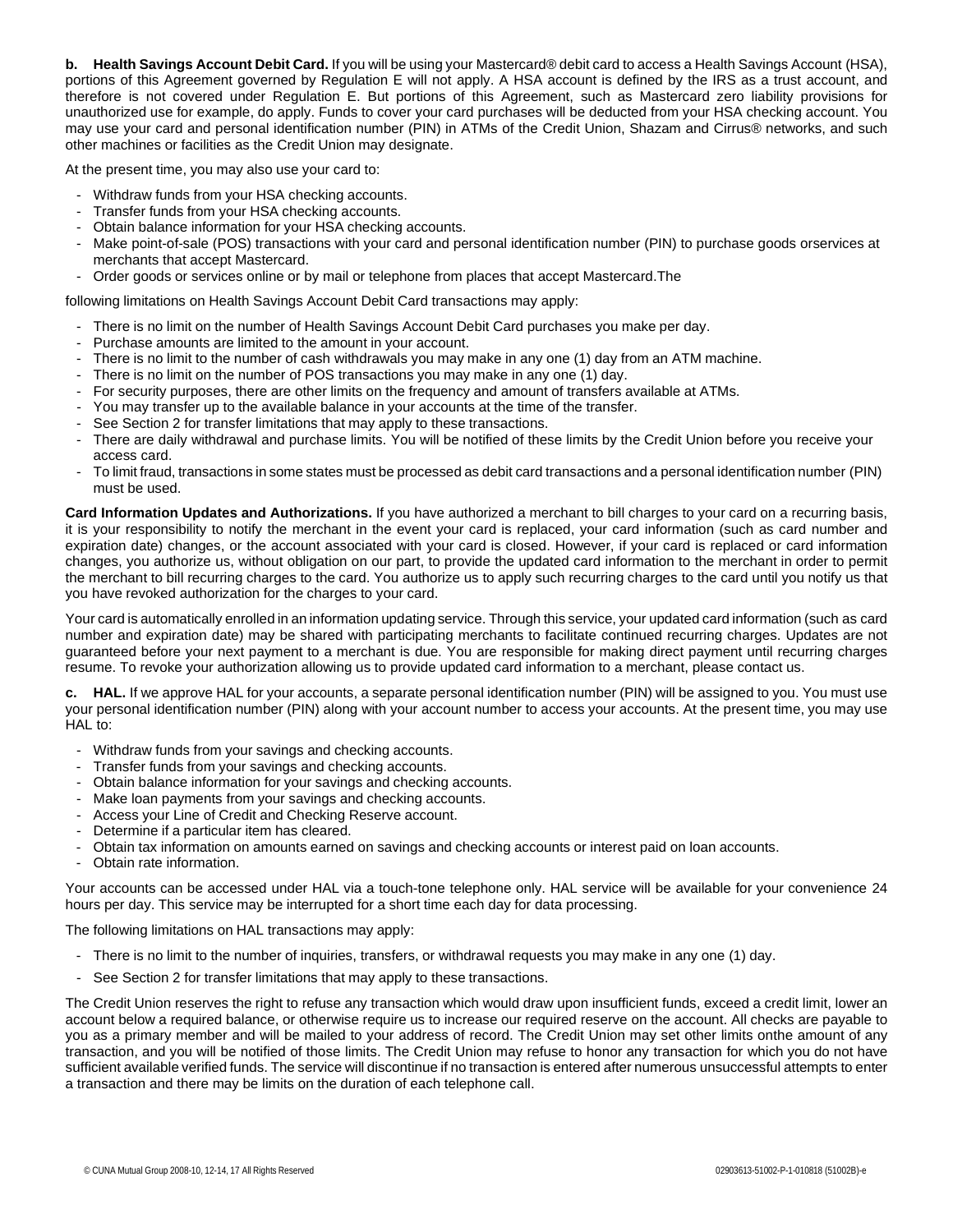**b. Health Savings Account Debit Card.** If you will be using your Mastercard® debit card to access a Health Savings Account (HSA), portions of this Agreement governed by Regulation E will not apply. A HSA account is defined by the IRS as a trust account, and therefore is not covered under Regulation E. But portions of this Agreement, such as Mastercard zero liability provisions for unauthorized use for example, do apply. Funds to cover your card purchases will be deducted from your HSA checking account. You may use your card and personal identification number (PIN) in ATMs of the Credit Union, Shazam and Cirrus® networks, and such other machines or facilities as the Credit Union may designate.

At the present time, you may also use your card to:

- Withdraw funds from your HSA checking accounts.
- Transfer funds from your HSA checking accounts.
- Obtain balance information for your HSA checking accounts.
- Make point-of-sale (POS) transactions with your card and personal identification number (PIN) to purchase goods orservices at merchants that accept Mastercard.
- Order goods or services online or by mail or telephone from places that accept Mastercard.The

following limitations on Health Savings Account Debit Card transactions may apply:

- There is no limit on the number of Health Savings Account Debit Card purchases you make per day.
- Purchase amounts are limited to the amount in your account.
- There is no limit to the number of cash withdrawals you may make in any one (1) day from an ATM machine.
- There is no limit on the number of POS transactions you may make in any one (1) day.
- For security purposes, there are other limits on the frequency and amount of transfers available at ATMs.
- You may transfer up to the available balance in your accounts at the time of the transfer.
- See Section 2 for transfer limitations that may apply to these transactions.
- There are daily withdrawal and purchase limits. You will be notified of these limits by the Credit Union before you receive your access card.
- To limit fraud, transactions in some states must be processed as debit card transactions and a personal identification number (PIN) must be used.

**Card Information Updates and Authorizations.** If you have authorized a merchant to bill charges to your card on a recurring basis, it is your responsibility to notify the merchant in the event your card is replaced, your card information (such as card number and expiration date) changes, or the account associated with your card is closed. However, if your card is replaced or card information changes, you authorize us, without obligation on our part, to provide the updated card information to the merchant in order to permit the merchant to bill recurring charges to the card. You authorize us to apply such recurring charges to the card until you notify us that you have revoked authorization for the charges to your card.

Your card is automatically enrolled in an information updating service. Through this service, your updated card information (such as card number and expiration date) may be shared with participating merchants to facilitate continued recurring charges. Updates are not guaranteed before your next payment to a merchant is due. You are responsible for making direct payment until recurring charges resume. To revoke your authorization allowing us to provide updated card information to a merchant, please contact us.

**c. HAL.** If we approve HAL for your accounts, a separate personal identification number (PIN) will be assigned to you. You must use your personal identification number (PIN) along with your account number to access your accounts. At the present time, you may use HAL to:

- Withdraw funds from your savings and checking accounts.
- Transfer funds from your savings and checking accounts.
- Obtain balance information for your savings and checking accounts.
- Make loan payments from your savings and checking accounts.
- Access your Line of Credit and Checking Reserve account.
- Determine if a particular item has cleared.
- Obtain tax information on amounts earned on savings and checking accounts or interest paid on loan accounts.
- Obtain rate information.

Your accounts can be accessed under HAL via a touch-tone telephone only. HAL service will be available for your convenience 24 hours per day. This service may be interrupted for a short time each day for data processing.

The following limitations on HAL transactions may apply:

- There is no limit to the number of inquiries, transfers, or withdrawal requests you may make in any one (1) day.
- See Section 2 for transfer limitations that may apply to these transactions.

The Credit Union reserves the right to refuse any transaction which would draw upon insufficient funds, exceed a credit limit, lower an account below a required balance, or otherwise require us to increase our required reserve on the account. All checks are payable to you as a primary member and will be mailed to your address of record. The Credit Union may set other limits onthe amount of any transaction, and you will be notified of those limits. The Credit Union may refuse to honor any transaction for which you do not have sufficient available verified funds. The service will discontinue if no transaction is entered after numerous unsuccessful attempts to enter a transaction and there may be limits on the duration of each telephone call.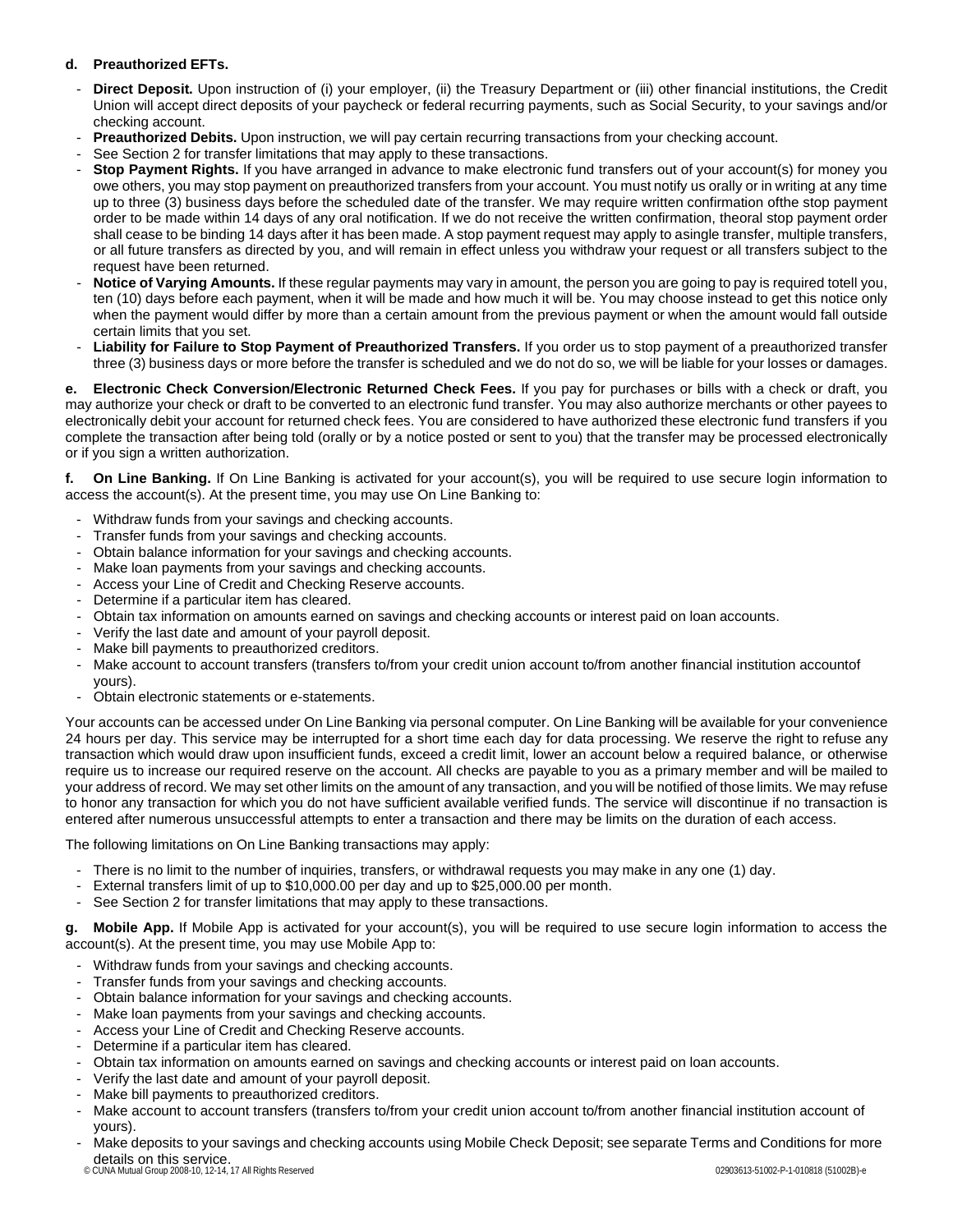**d. Preauthorized EFTs.**

- **Direct Deposit.** Upon instruction of (i) your employer, (ii) the Treasury Department or (iii) other financial institutions, the Credit Union will accept direct deposits of your paycheck or federal recurring payments, such as Social Security, to your savings and/or checking account.
- **Preauthorized Debits.** Upon instruction, we will pay certain recurring transactions from your checking account.
- See Section 2 for transfer limitations that may apply to these transactions.
- **Stop Payment Rights.** If you have arranged in advance to make electronic fund transfers out of your account(s) for money you owe others, you may stop payment on preauthorized transfers from your account. You must notify us orally or in writing at any time up to three (3) business days before the scheduled date of the transfer. We may require written confirmation ofthe stop payment order to be made within 14 days of any oral notification. If we do not receive the written confirmation, theoral stop payment order shall cease to be binding 14 days after it has been made. A stop payment request may apply to asingle transfer, multiple transfers, or all future transfers as directed by you, and will remain in effect unless you withdraw your request or all transfers subject to the request have been returned.
- **Notice of Varying Amounts.** If these regular payments may vary in amount, the person you are going to pay is required totell you, ten (10) days before each payment, when it will be made and how much it will be. You may choose instead to get this notice only when the payment would differ by more than a certain amount from the previous payment or when the amount would fall outside certain limits that you set.
- **Liability for Failure to Stop Payment of Preauthorized Transfers.** If you order us to stop payment of a preauthorized transfer three (3) business days or more before the transfer is scheduled and we do not do so, we will be liable for your losses or damages.

**e. Electronic Check Conversion/Electronic Returned Check Fees.** If you pay for purchases or bills with a check or draft, you may authorize your check or draft to be converted to an electronic fund transfer. You may also authorize merchants or other payees to electronically debit your account for returned check fees. You are considered to have authorized these electronic fund transfers if you complete the transaction after being told (orally or by a notice posted or sent to you) that the transfer may be processed electronically or if you sign a written authorization.

**f. On Line Banking.** If On Line Banking is activated for your account(s), you will be required to use secure login information to access the account(s). At the present time, you may use On Line Banking to:

- Withdraw funds from your savings and checking accounts.
- Transfer funds from your savings and checking accounts.
- Obtain balance information for your savings and checking accounts.
- Make loan payments from your savings and checking accounts.
- Access your Line of Credit and Checking Reserve accounts.
- Determine if a particular item has cleared.
- Obtain tax information on amounts earned on savings and checking accounts or interest paid on loan accounts.
- Verify the last date and amount of your payroll deposit.
- Make bill payments to preauthorized creditors.
- Make account to account transfers (transfers to/from your credit union account to/from another financial institution accountof yours).
- Obtain electronic statements or e-statements.

Your accounts can be accessed under On Line Banking via personal computer. On Line Banking will be available for your convenience 24 hours per day. This service may be interrupted for a short time each day for data processing. We reserve the right to refuse any transaction which would draw upon insufficient funds, exceed a credit limit, lower an account below a required balance, or otherwise require us to increase our required reserve on the account. All checks are payable to you as a primary member and will be mailed to your address of record. We may set other limits on the amount of any transaction, and you will be notified of those limits. We may refuse to honor any transaction for which you do not have sufficient available verified funds. The service will discontinue if no transaction is entered after numerous unsuccessful attempts to enter a transaction and there may be limits on the duration of each access.

The following limitations on On Line Banking transactions may apply:

- There is no limit to the number of inquiries, transfers, or withdrawal requests you may make in any one (1) day.
- External transfers limit of up to $10,000.00 per day and up to $25,000.00 per month.
- See Section 2 for transfer limitations that may apply to these transactions.

**g. Mobile App.** If Mobile App is activated for your account(s), you will be required to use secure login information to access the account(s). At the present time, you may use Mobile App to:

- Withdraw funds from your savings and checking accounts.
- Transfer funds from your savings and checking accounts.
- Obtain balance information for your savings and checking accounts.
- Make loan payments from your savings and checking accounts.
- Access your Line of Credit and Checking Reserve accounts.
- Determine if a particular item has cleared.
- Obtain tax information on amounts earned on savings and checking accounts or interest paid on loan accounts.
- Verify the last date and amount of your payroll deposit.
- Make bill payments to preauthorized creditors.
- Make account to account transfers (transfers to/from your credit union account to/from another financial institution account of yours).
- Make deposits to your savings and checking accounts using Mobile Check Deposit; see separate Terms and Conditions for more details on this service.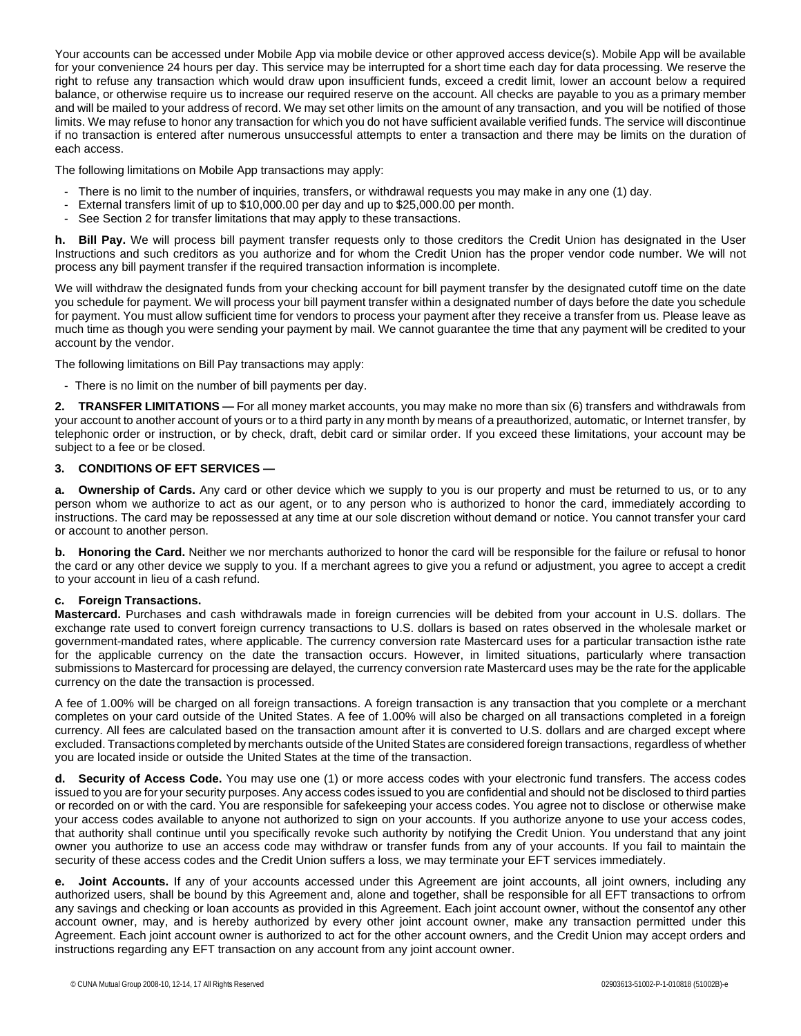Your accounts can be accessed under Mobile App via mobile device or other approved access device(s). Mobile App will be available for your convenience 24 hours per day. This service may be interrupted for a short time each day for data processing. We reserve the right to refuse any transaction which would draw upon insufficient funds, exceed a credit limit, lower an account below a required balance, or otherwise require us to increase our required reserve on the account. All checks are payable to you as a primary member and will be mailed to your address of record. We may set other limits on the amount of any transaction, and you will be notified of those limits. We may refuse to honor any transaction for which you do not have sufficient available verified funds. The service will discontinue if no transaction is entered after numerous unsuccessful attempts to enter a transaction and there may be limits on the duration of each access.

The following limitations on Mobile App transactions may apply:

- There is no limit to the number of inquiries, transfers, or withdrawal requests you may make in any one (1) day.
- External transfers limit of up to $10,000.00 per day and up to $25,000.00 per month.
- See Section 2 for transfer limitations that may apply to these transactions.

**h. Bill Pay.** We will process bill payment transfer requests only to those creditors the Credit Union has designated in the User Instructions and such creditors as you authorize and for whom the Credit Union has the proper vendor code number. We will not process any bill payment transfer if the required transaction information is incomplete.

We will withdraw the designated funds from your checking account for bill payment transfer by the designated cutoff time on the date you schedule for payment. We will process your bill payment transfer within a designated number of days before the date you schedule for payment. You must allow sufficient time for vendors to process your payment after they receive a transfer from us. Please leave as much time as though you were sending your payment by mail. We cannot guarantee the time that any payment will be credited to your account by the vendor.

The following limitations on Bill Pay transactions may apply:

- There is no limit on the number of bill payments per day.

**2. TRANSFER LIMITATIONS —** For all money market accounts, you may make no more than six (6) transfers and withdrawals from your account to another account of yours or to a third party in any month by means of a preauthorized, automatic, or Internet transfer, by telephonic order or instruction, or by check, draft, debit card or similar order. If you exceed these limitations, your account may be subject to a fee or be closed.

**3. CONDITIONS OF EFT SERVICES —**

**a. Ownership of Cards.** Any card or other device which we supply to you is our property and must be returned to us, or to any person whom we authorize to act as our agent, or to any person who is authorized to honor the card, immediately according to instructions. The card may be repossessed at any time at our sole discretion without demand or notice. You cannot transfer your card or account to another person.

**b. Honoring the Card.** Neither we nor merchants authorized to honor the card will be responsible for the failure or refusal to honor the card or any other device we supply to you. If a merchant agrees to give you a refund or adjustment, you agree to accept a credit to your account in lieu of a cash refund.

**c. Foreign Transactions.**
**Mastercard.** Purchases and cash withdrawals made in foreign currencies will be debited from your account in U.S. dollars. The exchange rate used to convert foreign currency transactions to U.S. dollars is based on rates observed in the wholesale market or government-mandated rates, where applicable. The currency conversion rate Mastercard uses for a particular transaction isthe rate for the applicable currency on the date the transaction occurs. However, in limited situations, particularly where transaction submissions to Mastercard for processing are delayed, the currency conversion rate Mastercard uses may be the rate for the applicable currency on the date the transaction is processed.

A fee of 1.00% will be charged on all foreign transactions. A foreign transaction is any transaction that you complete or a merchant completes on your card outside of the United States. A fee of 1.00% will also be charged on all transactions completed in a foreign currency. All fees are calculated based on the transaction amount after it is converted to U.S. dollars and are charged except where excluded. Transactions completed by merchants outside of the United States are considered foreign transactions, regardless of whether you are located inside or outside the United States at the time of the transaction.

**d. Security of Access Code.** You may use one (1) or more access codes with your electronic fund transfers. The access codes issued to you are for your security purposes. Any access codes issued to you are confidential and should not be disclosed to third parties or recorded on or with the card. You are responsible for safekeeping your access codes. You agree not to disclose or otherwise make your access codes available to anyone not authorized to sign on your accounts. If you authorize anyone to use your access codes, that authority shall continue until you specifically revoke such authority by notifying the Credit Union. You understand that any joint owner you authorize to use an access code may withdraw or transfer funds from any of your accounts. If you fail to maintain the security of these access codes and the Credit Union suffers a loss, we may terminate your EFT services immediately.

**e. Joint Accounts.** If any of your accounts accessed under this Agreement are joint accounts, all joint owners, including any authorized users, shall be bound by this Agreement and, alone and together, shall be responsible for all EFT transactions to orfrom any savings and checking or loan accounts as provided in this Agreement. Each joint account owner, without the consentof any other account owner, may, and is hereby authorized by every other joint account owner, make any transaction permitted under this Agreement. Each joint account owner is authorized to act for the other account owners, and the Credit Union may accept orders and instructions regarding any EFT transaction on any account from any joint account owner.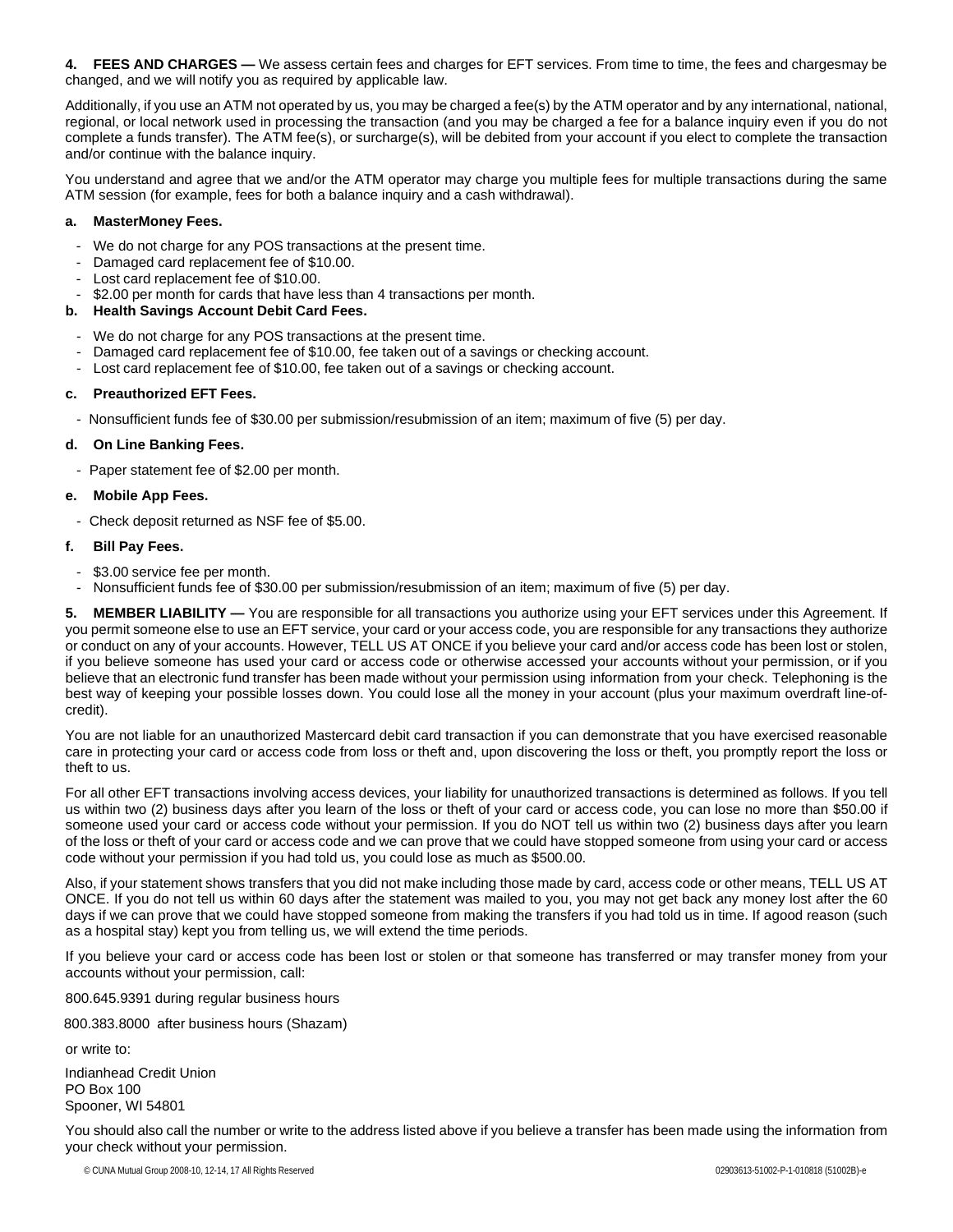**4. FEES AND CHARGES —** We assess certain fees and charges for EFT services. From time to time, the fees and chargesmay be changed, and we will notify you as required by applicable law.

Additionally, if you use an ATM not operated by us, you may be charged a fee(s) by the ATM operator and by any international, national, regional, or local network used in processing the transaction (and you may be charged a fee for a balance inquiry even if you do not complete a funds transfer). The ATM fee(s), or surcharge(s), will be debited from your account if you elect to complete the transaction and/or continue with the balance inquiry.

You understand and agree that we and/or the ATM operator may charge you multiple fees for multiple transactions during the same ATM session (for example, fees for both a balance inquiry and a cash withdrawal).

**a. MasterMoney Fees.**

- We do not charge for any POS transactions at the present time.
- Damaged card replacement fee of $10.00.
- Lost card replacement fee of $10.00.
- $2.00 per month for cards that have less than 4 transactions per month.

**b. Health Savings Account Debit Card Fees.**

- We do not charge for any POS transactions at the present time.
- Damaged card replacement fee of $10.00, fee taken out of a savings or checking account.
- Lost card replacement fee of $10.00, fee taken out of a savings or checking account.

**c. Preauthorized EFT Fees.**

- Nonsufficient funds fee of $30.00 per submission/resubmission of an item; maximum of five (5) per day.

**d. On Line Banking Fees.**

- Paper statement fee of $2.00 per month.

**e. Mobile App Fees.**

- Check deposit returned as NSF fee of $5.00.

**f. Bill Pay Fees.**

- $3.00 service fee per month.
- Nonsufficient funds fee of $30.00 per submission/resubmission of an item; maximum of five (5) per day.

**5. MEMBER LIABILITY —** You are responsible for all transactions you authorize using your EFT services under this Agreement. If you permit someone else to use an EFT service, your card or your access code, you are responsible for any transactions they authorize or conduct on any of your accounts. However, TELL US AT ONCE if you believe your card and/or access code has been lost or stolen, if you believe someone has used your card or access code or otherwise accessed your accounts without your permission, or if you believe that an electronic fund transfer has been made without your permission using information from your check. Telephoning is the best way of keeping your possible losses down. You could lose all the money in your account (plus your maximum overdraft line-of-credit).

You are not liable for an unauthorized Mastercard debit card transaction if you can demonstrate that you have exercised reasonable care in protecting your card or access code from loss or theft and, upon discovering the loss or theft, you promptly report the loss or theft to us.

For all other EFT transactions involving access devices, your liability for unauthorized transactions is determined as follows. If you tell us within two (2) business days after you learn of the loss or theft of your card or access code, you can lose no more than $50.00 if someone used your card or access code without your permission. If you do NOT tell us within two (2) business days after you learn of the loss or theft of your card or access code and we can prove that we could have stopped someone from using your card or access code without your permission if you had told us, you could lose as much as $500.00.

Also, if your statement shows transfers that you did not make including those made by card, access code or other means, TELL US AT ONCE. If you do not tell us within 60 days after the statement was mailed to you, you may not get back any money lost after the 60 days if we can prove that we could have stopped someone from making the transfers if you had told us in time. If agood reason (such as a hospital stay) kept you from telling us, we will extend the time periods.

If you believe your card or access code has been lost or stolen or that someone has transferred or may transfer money from your accounts without your permission, call:

800.645.9391 during regular business hours

800.383.8000 after business hours (Shazam)

or write to:

Indianhead Credit Union
PO Box 100
Spooner, WI 54801

You should also call the number or write to the address listed above if you believe a transfer has been made using the information from your check without your permission.

© CUNA Mutual Group 2008-10, 12-14, 17 All Rights Reserved 02903613-51002-P-1-010818 (51002B)-e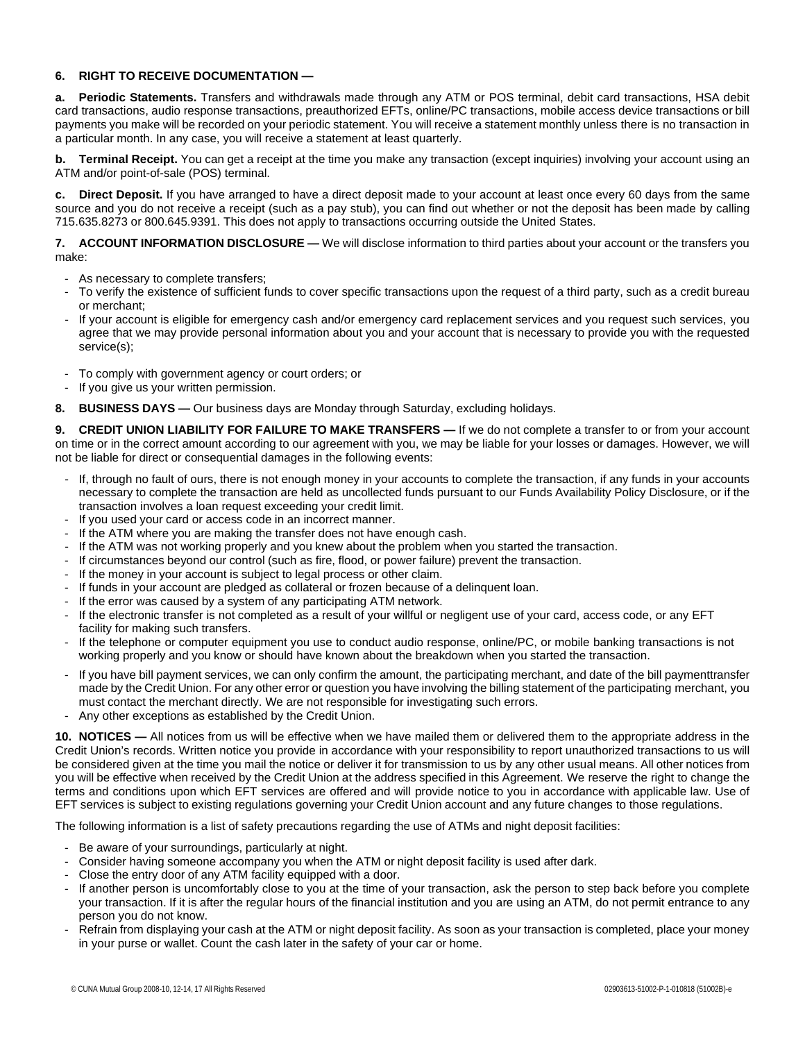**6. RIGHT TO RECEIVE DOCUMENTATION —**

**a. Periodic Statements.** Transfers and withdrawals made through any ATM or POS terminal, debit card transactions, HSA debit card transactions, audio response transactions, preauthorized EFTs, online/PC transactions, mobile access device transactions or bill payments you make will be recorded on your periodic statement. You will receive a statement monthly unless there is no transaction in a particular month. In any case, you will receive a statement at least quarterly.

**b. Terminal Receipt.** You can get a receipt at the time you make any transaction (except inquiries) involving your account using an ATM and/or point-of-sale (POS) terminal.

**c. Direct Deposit.** If you have arranged to have a direct deposit made to your account at least once every 60 days from the same source and you do not receive a receipt (such as a pay stub), you can find out whether or not the deposit has been made by calling 715.635.8273 or 800.645.9391. This does not apply to transactions occurring outside the United States.

**7. ACCOUNT INFORMATION DISCLOSURE —** We will disclose information to third parties about your account or the transfers you make:

- As necessary to complete transfers;
- To verify the existence of sufficient funds to cover specific transactions upon the request of a third party, such as a credit bureau or merchant;
- If your account is eligible for emergency cash and/or emergency card replacement services and you request such services, you agree that we may provide personal information about you and your account that is necessary to provide you with the requested service(s);
- To comply with government agency or court orders; or
- If you give us your written permission.

**8. BUSINESS DAYS —** Our business days are Monday through Saturday, excluding holidays.

**9. CREDIT UNION LIABILITY FOR FAILURE TO MAKE TRANSFERS —** If we do not complete a transfer to or from your account on time or in the correct amount according to our agreement with you, we may be liable for your losses or damages. However, we will not be liable for direct or consequential damages in the following events:

- If, through no fault of ours, there is not enough money in your accounts to complete the transaction, if any funds in your accounts necessary to complete the transaction are held as uncollected funds pursuant to our Funds Availability Policy Disclosure, or if the transaction involves a loan request exceeding your credit limit.
- If you used your card or access code in an incorrect manner.
- If the ATM where you are making the transfer does not have enough cash.
- If the ATM was not working properly and you knew about the problem when you started the transaction.
- If circumstances beyond our control (such as fire, flood, or power failure) prevent the transaction.
- If the money in your account is subject to legal process or other claim.
- If funds in your account are pledged as collateral or frozen because of a delinquent loan.
- If the error was caused by a system of any participating ATM network.
- If the electronic transfer is not completed as a result of your willful or negligent use of your card, access code, or any EFT facility for making such transfers.
- If the telephone or computer equipment you use to conduct audio response, online/PC, or mobile banking transactions is not working properly and you know or should have known about the breakdown when you started the transaction.
- If you have bill payment services, we can only confirm the amount, the participating merchant, and date of the bill paymenttransfer made by the Credit Union. For any other error or question you have involving the billing statement of the participating merchant, you must contact the merchant directly. We are not responsible for investigating such errors.
- Any other exceptions as established by the Credit Union.

**10. NOTICES —** All notices from us will be effective when we have mailed them or delivered them to the appropriate address in the Credit Union's records. Written notice you provide in accordance with your responsibility to report unauthorized transactions to us will be considered given at the time you mail the notice or deliver it for transmission to us by any other usual means. All other notices from you will be effective when received by the Credit Union at the address specified in this Agreement. We reserve the right to change the terms and conditions upon which EFT services are offered and will provide notice to you in accordance with applicable law. Use of EFT services is subject to existing regulations governing your Credit Union account and any future changes to those regulations.

The following information is a list of safety precautions regarding the use of ATMs and night deposit facilities:

- Be aware of your surroundings, particularly at night.
- Consider having someone accompany you when the ATM or night deposit facility is used after dark.
- Close the entry door of any ATM facility equipped with a door.
- If another person is uncomfortably close to you at the time of your transaction, ask the person to step back before you complete your transaction. If it is after the regular hours of the financial institution and you are using an ATM, do not permit entrance to any person you do not know.
- Refrain from displaying your cash at the ATM or night deposit facility. As soon as your transaction is completed, place your money in your purse or wallet. Count the cash later in the safety of your car or home.

© CUNA Mutual Group 2008-10, 12-14, 17 All Rights Reserved 02903613-51002-P-1-010818 (51002B)-e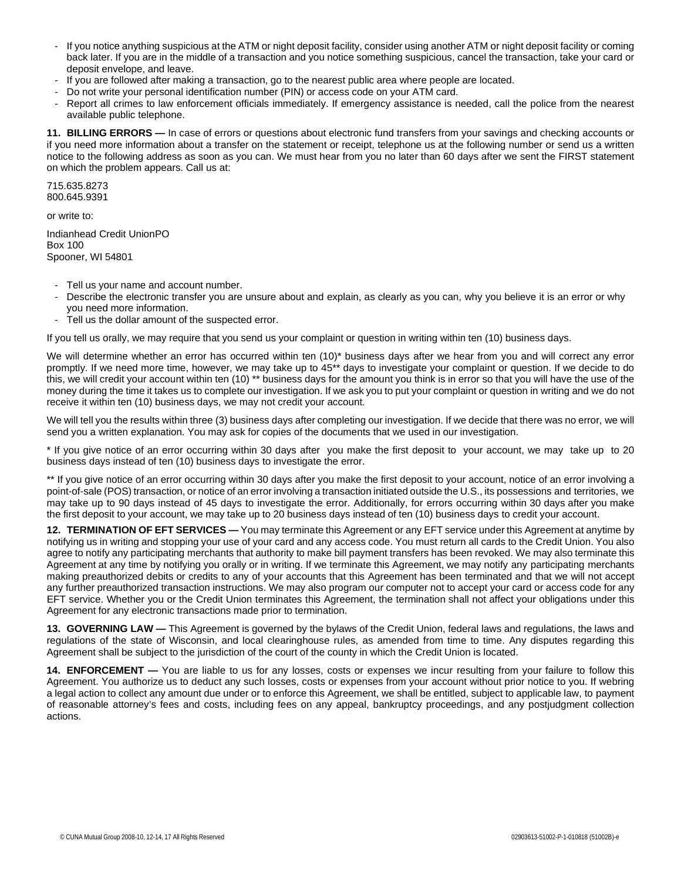- If you notice anything suspicious at the ATM or night deposit facility, consider using another ATM or night deposit facility or coming back later. If you are in the middle of a transaction and you notice something suspicious, cancel the transaction, take your card or deposit envelope, and leave.
- If you are followed after making a transaction, go to the nearest public area where people are located.
- Do not write your personal identification number (PIN) or access code on your ATM card.
- Report all crimes to law enforcement officials immediately. If emergency assistance is needed, call the police from the nearest available public telephone.

**11. BILLING ERRORS —** In case of errors or questions about electronic fund transfers from your savings and checking accounts or if you need more information about a transfer on the statement or receipt, telephone us at the following number or send us a written notice to the following address as soon as you can. We must hear from you no later than 60 days after we sent the FIRST statement on which the problem appears. Call us at:

715.635.8273
800.645.9391

or write to:

Indianhead Credit UnionPO
Box 100
Spooner, WI 54801

- Tell us your name and account number.
- Describe the electronic transfer you are unsure about and explain, as clearly as you can, why you believe it is an error or why you need more information.
- Tell us the dollar amount of the suspected error.

If you tell us orally, we may require that you send us your complaint or question in writing within ten (10) business days.

We will determine whether an error has occurred within ten (10)* business days after we hear from you and will correct any error promptly. If we need more time, however, we may take up to 45** days to investigate your complaint or question. If we decide to do this, we will credit your account within ten (10) ** business days for the amount you think is in error so that you will have the use of the money during the time it takes us to complete our investigation. If we ask you to put your complaint or question in writing and we do not receive it within ten (10) business days, we may not credit your account.

We will tell you the results within three (3) business days after completing our investigation. If we decide that there was no error, we will send you a written explanation. You may ask for copies of the documents that we used in our investigation.

* If you give notice of an error occurring within 30 days after you make the first deposit to your account, we may take up to 20 business days instead of ten (10) business days to investigate the error.

** If you give notice of an error occurring within 30 days after you make the first deposit to your account, notice of an error involving a point-of-sale (POS) transaction, or notice of an error involving a transaction initiated outside the U.S., its possessions and territories, we may take up to 90 days instead of 45 days to investigate the error. Additionally, for errors occurring within 30 days after you make the first deposit to your account, we may take up to 20 business days instead of ten (10) business days to credit your account.

**12. TERMINATION OF EFT SERVICES —** You may terminate this Agreement or any EFT service under this Agreement at anytime by notifying us in writing and stopping your use of your card and any access code. You must return all cards to the Credit Union. You also agree to notify any participating merchants that authority to make bill payment transfers has been revoked. We may also terminate this Agreement at any time by notifying you orally or in writing. If we terminate this Agreement, we may notify any participating merchants making preauthorized debits or credits to any of your accounts that this Agreement has been terminated and that we will not accept any further preauthorized transaction instructions. We may also program our computer not to accept your card or access code for any EFT service. Whether you or the Credit Union terminates this Agreement, the termination shall not affect your obligations under this Agreement for any electronic transactions made prior to termination.

**13. GOVERNING LAW —** This Agreement is governed by the bylaws of the Credit Union, federal laws and regulations, the laws and regulations of the state of Wisconsin, and local clearinghouse rules, as amended from time to time. Any disputes regarding this Agreement shall be subject to the jurisdiction of the court of the county in which the Credit Union is located.

**14. ENFORCEMENT —** You are liable to us for any losses, costs or expenses we incur resulting from your failure to follow this Agreement. You authorize us to deduct any such losses, costs or expenses from your account without prior notice to you. If webring a legal action to collect any amount due under or to enforce this Agreement, we shall be entitled, subject to applicable law, to payment of reasonable attorney's fees and costs, including fees on any appeal, bankruptcy proceedings, and any postjudgment collection actions.

© CUNA Mutual Group 2008-10, 12-14, 17 All Rights Reserved 02903613-51002-P-1-010818 (51002B)-e